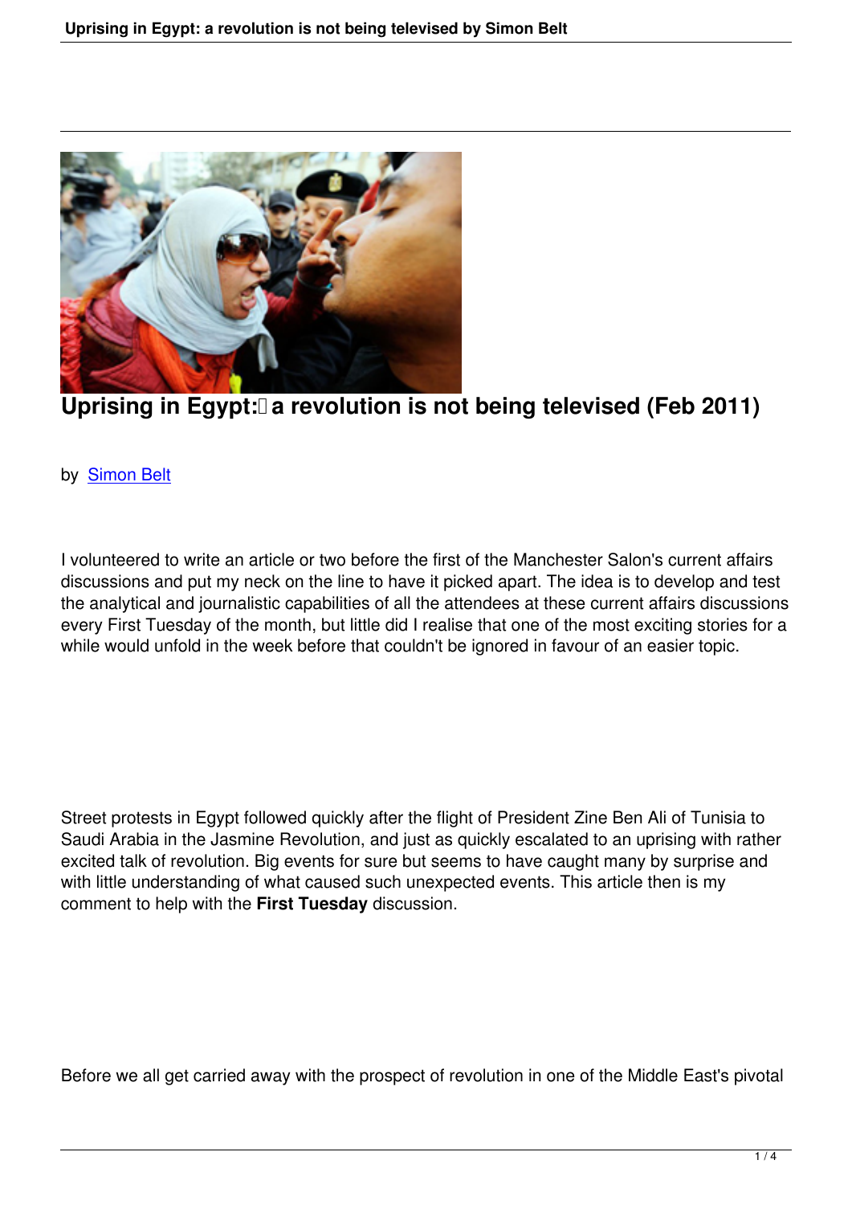# Uprising in Egypt: a revolution is not being televised (Feb 2011)

by [Simon Belt]

I volunteered to write an article or two before the first of the Manchester Salon's current affairs discussions and put my neck on the line to have it picked apart. The idea is to develop and test the analytical and journalistic capabilities of all the attendees at these current affairs discussions every First Tuesday of the month, but little did I realise that one of the most exciting stories for a while would unfold in the week before that couldn't be ignored in favour of an easier topic.

Street protests in Egypt followed quickly after the flight of President Zine Ben Ali of Tunisia to Saudi Arabia in the Jasmine Revolution, and just as quickly escalated to an uprising with rather excited talk of revolution. Big events for sure but seems to have caught many by surprise and with little understanding of what caused such unexpected events. This article then is my comment to help with the **First Tuesday** discussion.

Before we all get carried away with the prospect of revolution in one of the Middle East's pivotal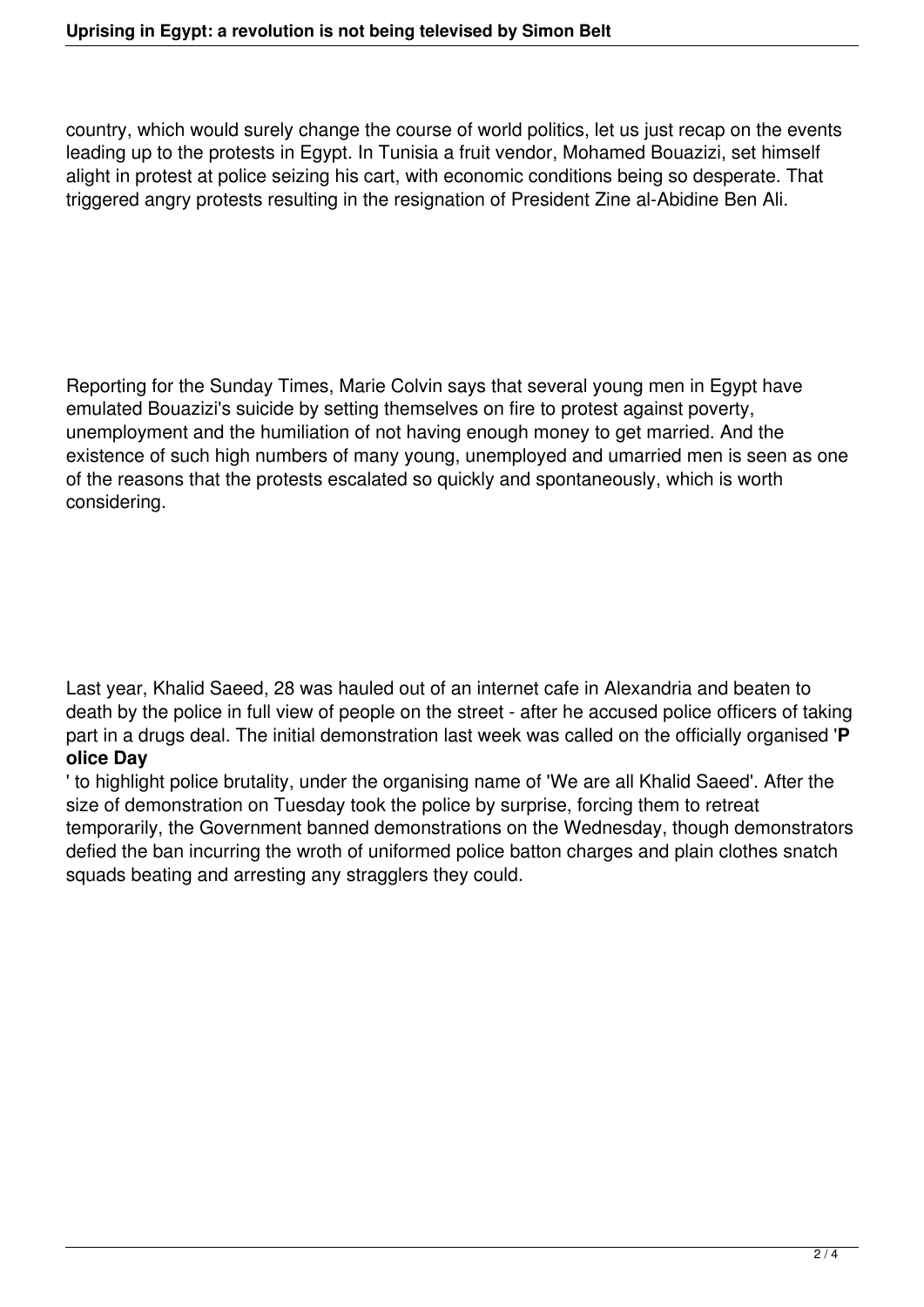country, which would surely change the course of world politics, let us just recap on the events leading up to the protests in Egypt. In Tunisia a fruit vendor, Mohamed Bouazizi, set himself alight in protest at police seizing his cart, with economic conditions being so desperate. That triggered angry protests resulting in the resignation of President Zine al-Abidine Ben Ali.

Reporting for the Sunday Times, Marie Colvin says that several young men in Egypt have emulated Bouazizi's suicide by setting themselves on fire to protest against poverty, unemployment and the humiliation of not having enough money to get married. And the existence of such high numbers of many young, unemployed and umarried men is seen as one of the reasons that the protests escalated so quickly and spontaneously, which is worth considering.

Last year, Khalid Saeed, 28 was hauled out of an internet cafe in Alexandria and beaten to death by the police in full view of people on the street - after he accused police officers of taking part in a drugs deal. The initial demonstration last week was called on the officially organised '**Police Day**' to highlight police brutality, under the organising name of 'We are all Khalid Saeed'. After the size of demonstration on Tuesday took the police by surprise, forcing them to retreat temporarily, the Government banned demonstrations on the Wednesday, though demonstrators defied the ban incurring the wroth of uniformed police batton charges and plain clothes snatch squads beating and arresting any stragglers they could.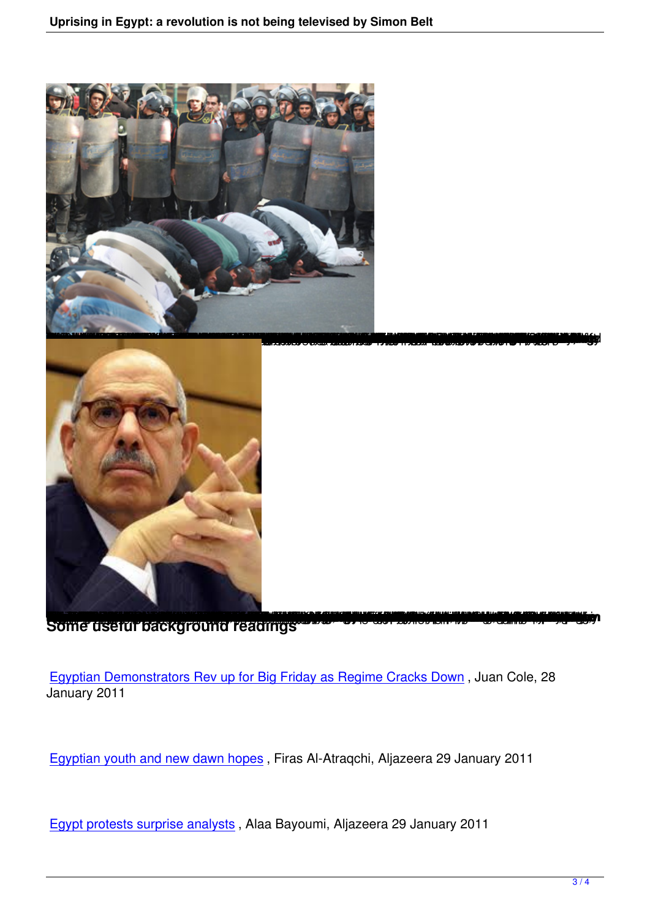## Some useful background readings

[Egyptian Demonstrators Rev up for Big Friday as Regime Cracks Down](), Juan Cole, 28 January 2011

[Egyptian youth and new dawn hopes](), Firas Al-Atraqchi, Aljazeera 29 January 2011

[Egypt protests surprise analysts](), Alaa Bayoumi, Aljazeera 29 January 2011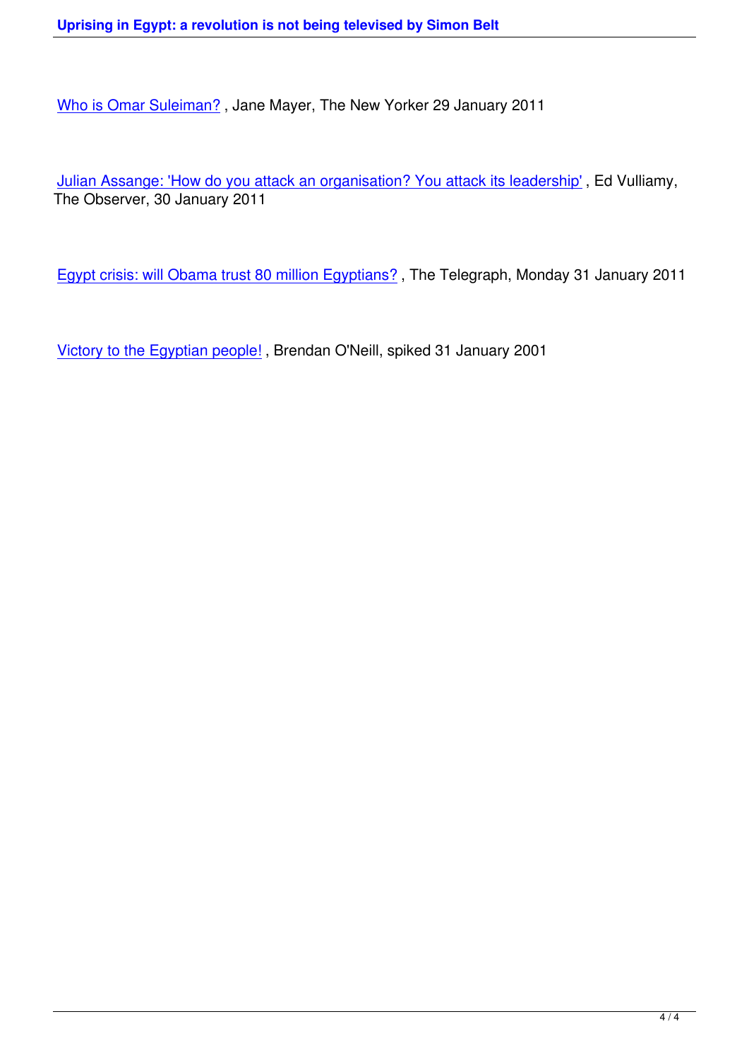Who is Omar Suleiman? , Jane Mayer, The New Yorker 29 January 2011

Julian Assange: 'How do you attack an organisation? You attack its leadership' , Ed Vulliamy, The Observer, 30 January 2011

Egypt crisis: will Obama trust 80 million Egyptians? , The Telegraph, Monday 31 January 2011

Victory to the Egyptian people! , Brendan O'Neill, spiked 31 January 2001